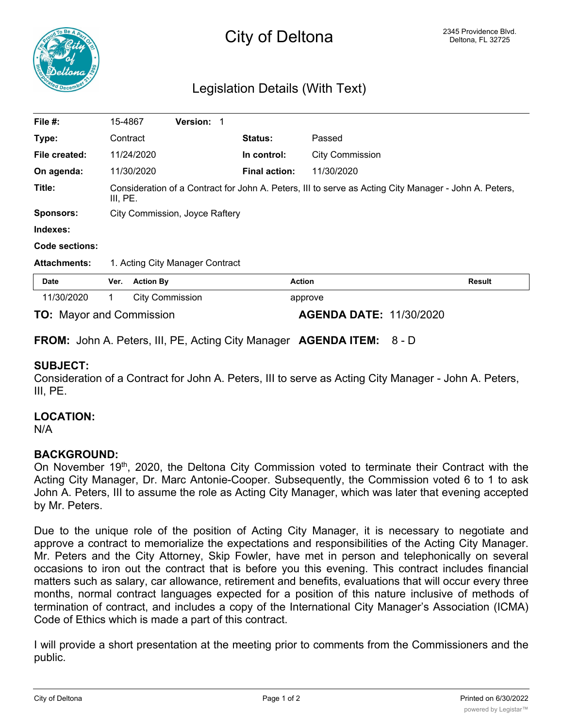# City of Deltona

2345 Providence Blvd.
Deltona, FL 32725

## Legislation Details (With Text)

| | | | |
|---|---|---|---|
| **File #:** | 15-4867 **Version:** 1 | | |
| **Type:** | Contract | **Status:** | Passed |
| **File created:** | 11/24/2020 | **In control:** | City Commission |
| **On agenda:** | 11/30/2020 | **Final action:** | 11/30/2020 |
| **Title:** | Consideration of a Contract for John A. Peters, III to serve as Acting City Manager - John A. Peters, III, PE. | | |
| **Sponsors:** | City Commission, Joyce Raftery | | |
| **Indexes:** | | | |
| **Code sections:** | | | |
| **Attachments:** | 1. Acting City Manager Contract | | |

| Date | Ver. | Action By | Action | Result |
|---|---|---|---|---|
| 11/30/2020 | 1 | City Commission | approve | |

**TO:** Mayor and Commission **AGENDA DATE:** 11/30/2020

**FROM:** John A. Peters, III, PE, Acting City Manager **AGENDA ITEM:** 8 - D

### SUBJECT:

Consideration of a Contract for John A. Peters, III to serve as Acting City Manager - John A. Peters, III, PE.

### LOCATION:

N/A

### BACKGROUND:

On November 19th, 2020, the Deltona City Commission voted to terminate their Contract with the Acting City Manager, Dr. Marc Antonie-Cooper. Subsequently, the Commission voted 6 to 1 to ask John A. Peters, III to assume the role as Acting City Manager, which was later that evening accepted by Mr. Peters.

Due to the unique role of the position of Acting City Manager, it is necessary to negotiate and approve a contract to memorialize the expectations and responsibilities of the Acting City Manager. Mr. Peters and the City Attorney, Skip Fowler, have met in person and telephonically on several occasions to iron out the contract that is before you this evening. This contract includes financial matters such as salary, car allowance, retirement and benefits, evaluations that will occur every three months, normal contract languages expected for a position of this nature inclusive of methods of termination of contract, and includes a copy of the International City Manager's Association (ICMA) Code of Ethics which is made a part of this contract.

I will provide a short presentation at the meeting prior to comments from the Commissioners and the public.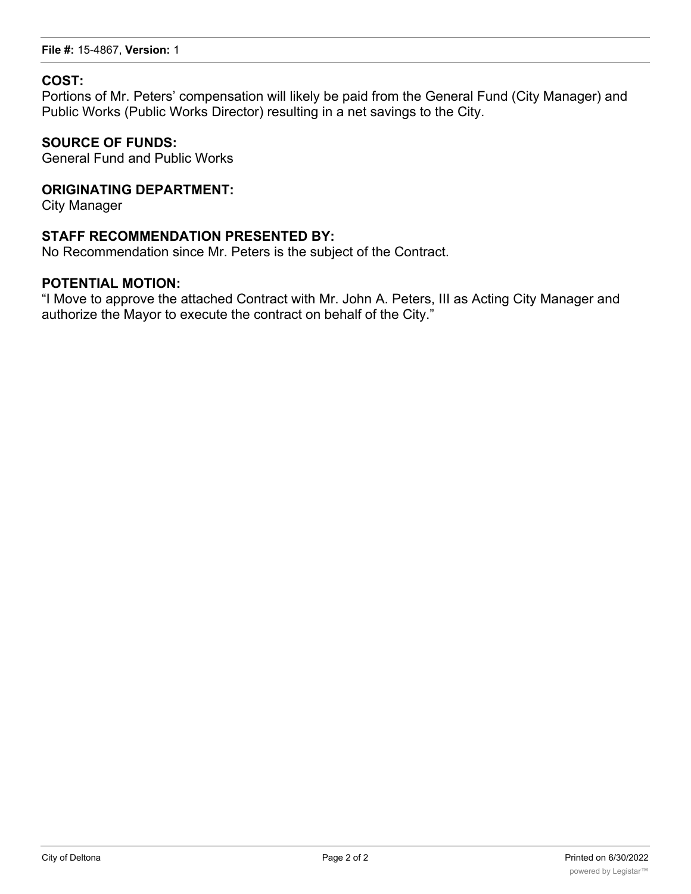**COST:**
Portions of Mr. Peters' compensation will likely be paid from the General Fund (City Manager) and Public Works (Public Works Director) resulting in a net savings to the City.

**SOURCE OF FUNDS:**
General Fund and Public Works

**ORIGINATING DEPARTMENT:**
City Manager

**STAFF RECOMMENDATION PRESENTED BY:**
No Recommendation since Mr. Peters is the subject of the Contract.

**POTENTIAL MOTION:**
"I Move to approve the attached Contract with Mr. John A. Peters, III as Acting City Manager and authorize the Mayor to execute the contract on behalf of the City."